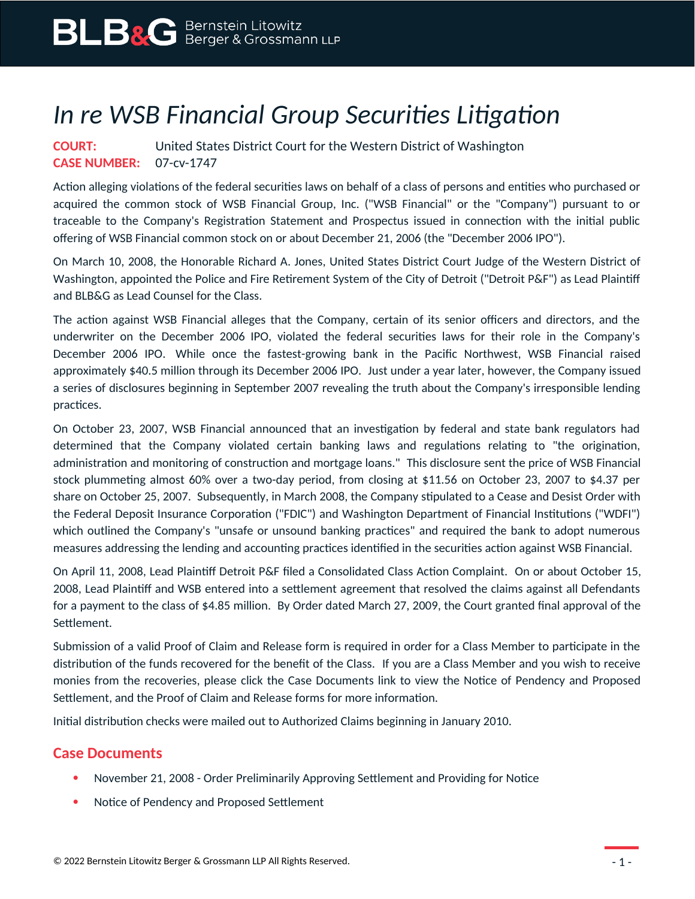# *In re WSB Financial Group Securities Litigation*

**COURT:** United States District Court for the Western District of Washington
**CASE NUMBER:** 07-cv-1747

Action alleging violations of the federal securities laws on behalf of a class of persons and entities who purchased or acquired the common stock of WSB Financial Group, Inc. ("WSB Financial" or the "Company") pursuant to or traceable to the Company's Registration Statement and Prospectus issued in connection with the initial public offering of WSB Financial common stock on or about December 21, 2006 (the "December 2006 IPO").

On March 10, 2008, the Honorable Richard A. Jones, United States District Court Judge of the Western District of Washington, appointed the Police and Fire Retirement System of the City of Detroit ("Detroit P&F") as Lead Plaintiff and BLB&G as Lead Counsel for the Class.

The action against WSB Financial alleges that the Company, certain of its senior officers and directors, and the underwriter on the December 2006 IPO, violated the federal securities laws for their role in the Company's December 2006 IPO. While once the fastest-growing bank in the Pacific Northwest, WSB Financial raised approximately $40.5 million through its December 2006 IPO. Just under a year later, however, the Company issued a series of disclosures beginning in September 2007 revealing the truth about the Company's irresponsible lending practices.

On October 23, 2007, WSB Financial announced that an investigation by federal and state bank regulators had determined that the Company violated certain banking laws and regulations relating to "the origination, administration and monitoring of construction and mortgage loans." This disclosure sent the price of WSB Financial stock plummeting almost 60% over a two-day period, from closing at $11.56 on October 23, 2007 to $4.37 per share on October 25, 2007. Subsequently, in March 2008, the Company stipulated to a Cease and Desist Order with the Federal Deposit Insurance Corporation ("FDIC") and Washington Department of Financial Institutions ("WDFI") which outlined the Company's "unsafe or unsound banking practices" and required the bank to adopt numerous measures addressing the lending and accounting practices identified in the securities action against WSB Financial.

On April 11, 2008, Lead Plaintiff Detroit P&F filed a Consolidated Class Action Complaint. On or about October 15, 2008, Lead Plaintiff and WSB entered into a settlement agreement that resolved the claims against all Defendants for a payment to the class of $4.85 million. By Order dated March 27, 2009, the Court granted final approval of the Settlement.

Submission of a valid Proof of Claim and Release form is required in order for a Class Member to participate in the distribution of the funds recovered for the benefit of the Class. If you are a Class Member and you wish to receive monies from the recoveries, please click the Case Documents link to view the Notice of Pendency and Proposed Settlement, and the Proof of Claim and Release forms for more information.

Initial distribution checks were mailed out to Authorized Claims beginning in January 2010.

## Case Documents

- November 21, 2008 - Order Preliminarily Approving Settlement and Providing for Notice
- Notice of Pendency and Proposed Settlement

© 2022 Bernstein Litowitz Berger & Grossmann LLP All Rights Reserved.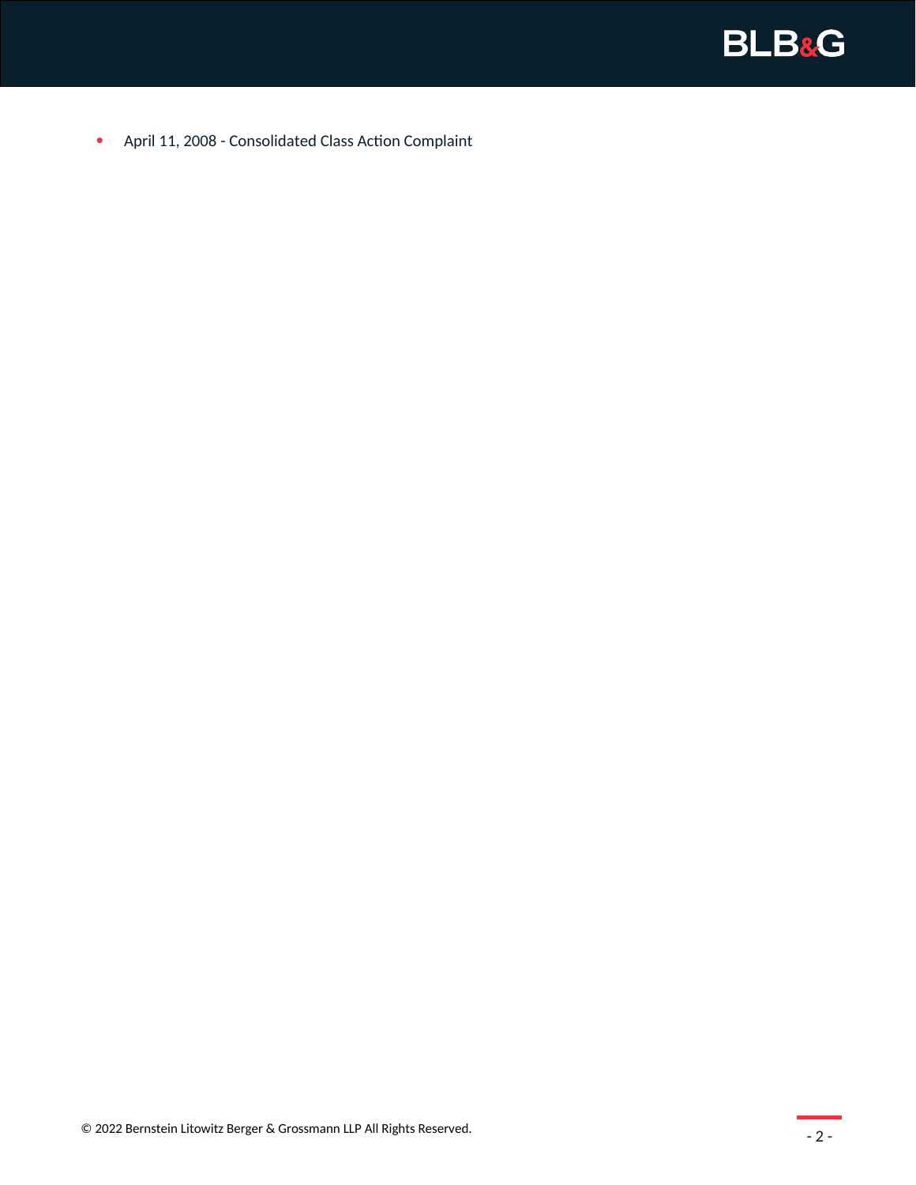- April 11, 2008 - Consolidated Class Action Complaint